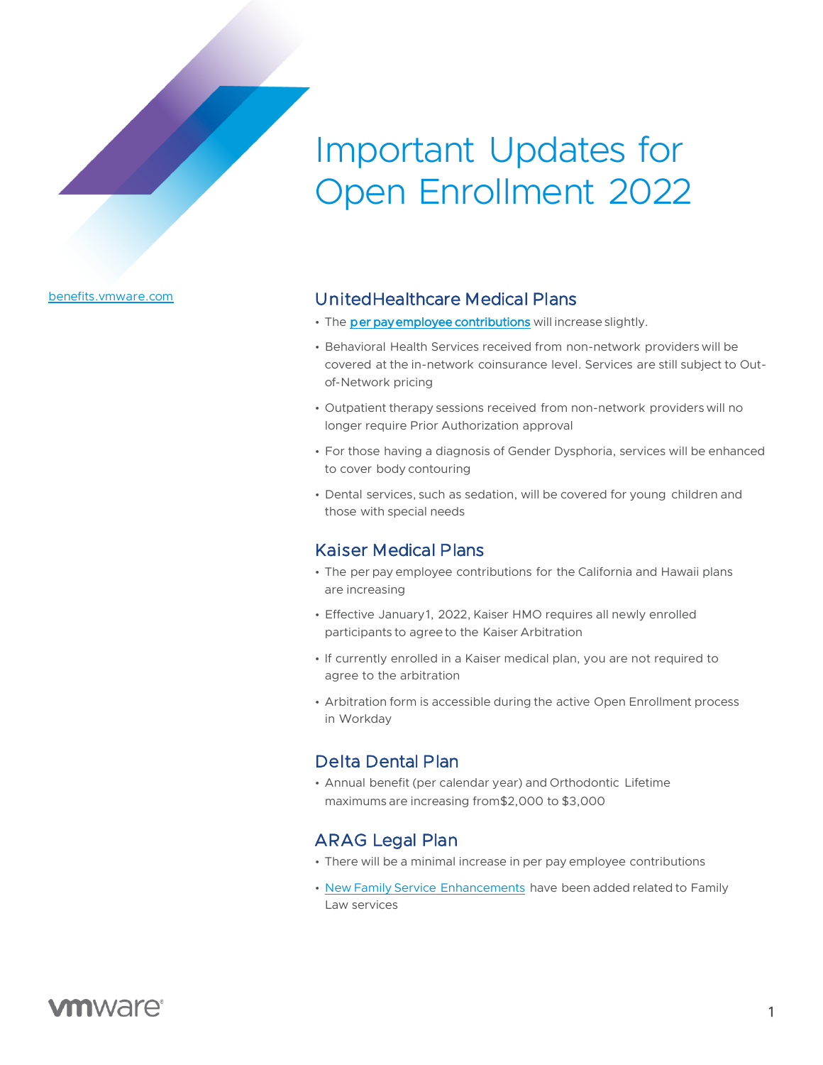# Important Updates for Open Enrollment 2022

benefits.vmware.com

## UnitedHealthcare Medical Plans

- The per pay employee contributions will increase slightly.
- Behavioral Health Services received from non-network providers will be covered at the in-network coinsurance level. Services are still subject to Out-of-Network pricing
- Outpatient therapy sessions received from non-network providers will no longer require Prior Authorization approval
- For those having a diagnosis of Gender Dysphoria, services will be enhanced to cover body contouring
- Dental services, such as sedation, will be covered for young children and those with special needs

## Kaiser Medical Plans

- The per pay employee contributions for the California and Hawaii plans are increasing
- Effective January 1, 2022, Kaiser HMO requires all newly enrolled participants to agree to the Kaiser Arbitration
- If currently enrolled in a Kaiser medical plan, you are not required to agree to the arbitration
- Arbitration form is accessible during the active Open Enrollment process in Workday

## Delta Dental Plan

- Annual benefit (per calendar year) and Orthodontic Lifetime maximums are increasing from $2,000 to $3,000

## ARAG Legal Plan

- There will be a minimal increase in per pay employee contributions
- New Family Service Enhancements have been added related to Family Law services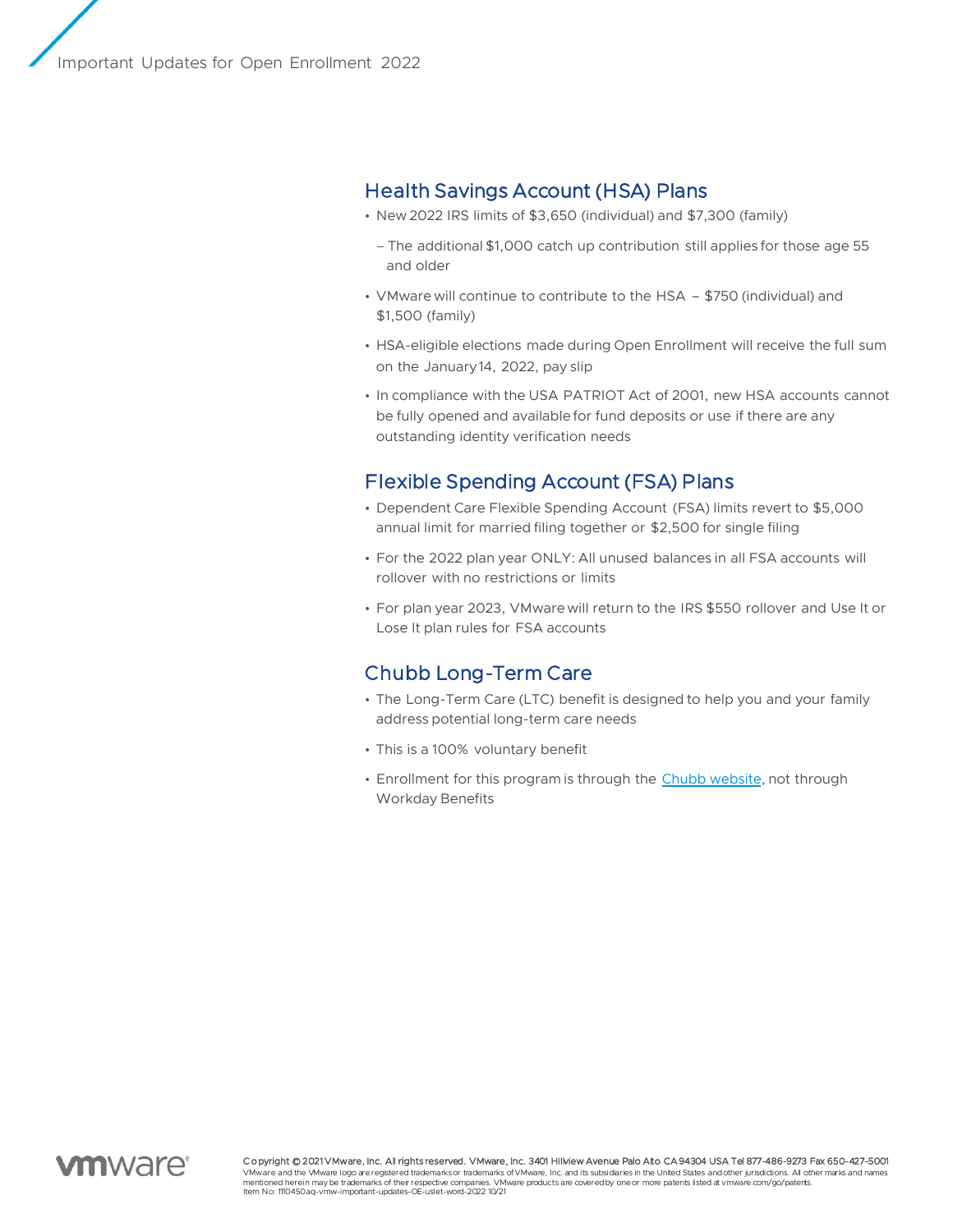## Health Savings Account (HSA) Plans

- New 2022 IRS limits of $3,650 (individual) and $7,300 (family)
  - The additional $1,000 catch up contribution still applies for those age 55 and older
- VMware will continue to contribute to the HSA – $750 (individual) and $1,500 (family)
- HSA-eligible elections made during Open Enrollment will receive the full sum on the January 14, 2022, pay slip
- In compliance with the USA PATRIOT Act of 2001, new HSA accounts cannot be fully opened and available for fund deposits or use if there are any outstanding identity verification needs

## Flexible Spending Account (FSA) Plans

- Dependent Care Flexible Spending Account (FSA) limits revert to $5,000 annual limit for married filing together or $2,500 for single filing
- For the 2022 plan year ONLY: All unused balances in all FSA accounts will rollover with no restrictions or limits
- For plan year 2023, VMware will return to the IRS $550 rollover and Use It or Lose It plan rules for FSA accounts

## Chubb Long-Term Care

- The Long-Term Care (LTC) benefit is designed to help you and your family address potential long-term care needs
- This is a 100% voluntary benefit
- Enrollment for this program is through the Chubb website, not through Workday Benefits

Copyright © 2021 VMware, Inc. All rights reserved. VMware, Inc. 3401 Hillview Avenue Palo Alto CA 94304 USA Tel 877-486-9273 Fax 650-427-5001 VMware and the VMware logo are registered trademarks or trademarks of VMware, Inc. and its subsidiaries in the United States and other jurisdictions. All other marks and names mentioned herein may be trademarks of their respective companies. VMware products are covered by one or more patents listed at vmware.com/go/patents.
Item No: 1110450aq-vmw-important-updates-OE-uslet-word-2022 10/21